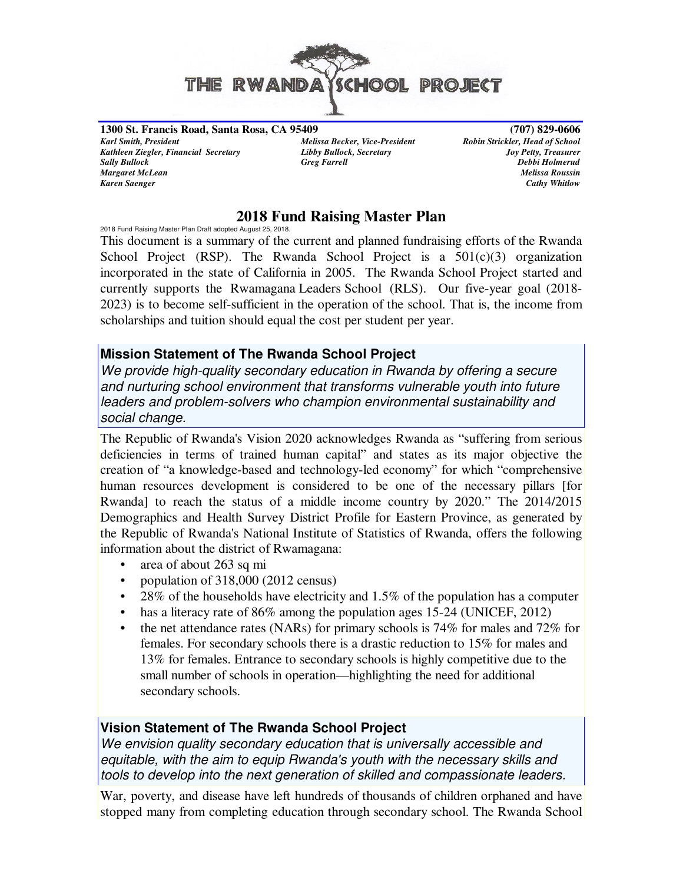# THE RWANDA SCHOOL PROJECT

**1300 St. Francis Road, Santa Rosa, CA 95409** **(707) 829-0606**

*Karl Smith, President* *Melissa Becker, Vice-President* *Robin Strickler, Head of School*
*Kathleen Ziegler, Financial Secretary* *Libby Bullock, Secretary* *Joy Petty, Treasurer*
*Sally Bullock* *Greg Farrell* *Debbi Holmerud*
*Margaret McLean* *Melissa Roussin*
*Karen Saenger* *Cathy Whitlow*

## 2018 Fund Raising Master Plan

2018 Fund Raising Master Plan Draft adopted August 25, 2018.

This document is a summary of the current and planned fundraising efforts of the Rwanda School Project (RSP). The Rwanda School Project is a 501(c)(3) organization incorporated in the state of California in 2005. The Rwanda School Project started and currently supports the Rwamagana Leaders School (RLS). Our five-year goal (2018-2023) is to become self-sufficient in the operation of the school. That is, the income from scholarships and tuition should equal the cost per student per year.

### Mission Statement of The Rwanda School Project

*We provide high-quality secondary education in Rwanda by offering a secure and nurturing school environment that transforms vulnerable youth into future leaders and problem-solvers who champion environmental sustainability and social change.*

The Republic of Rwanda's Vision 2020 acknowledges Rwanda as "suffering from serious deficiencies in terms of trained human capital" and states as its major objective the creation of "a knowledge-based and technology-led economy" for which "comprehensive human resources development is considered to be one of the necessary pillars [for Rwanda] to reach the status of a middle income country by 2020." The 2014/2015 Demographics and Health Survey District Profile for Eastern Province, as generated by the Republic of Rwanda's National Institute of Statistics of Rwanda, offers the following information about the district of Rwamagana:

- area of about 263 sq mi
- population of 318,000 (2012 census)
- 28% of the households have electricity and 1.5% of the population has a computer
- has a literacy rate of 86% among the population ages 15-24 (UNICEF, 2012)
- the net attendance rates (NARs) for primary schools is 74% for males and 72% for females. For secondary schools there is a drastic reduction to 15% for males and 13% for females. Entrance to secondary schools is highly competitive due to the small number of schools in operation—highlighting the need for additional secondary schools.

### Vision Statement of The Rwanda School Project

*We envision quality secondary education that is universally accessible and equitable, with the aim to equip Rwanda's youth with the necessary skills and tools to develop into the next generation of skilled and compassionate leaders.*

War, poverty, and disease have left hundreds of thousands of children orphaned and have stopped many from completing education through secondary school. The Rwanda School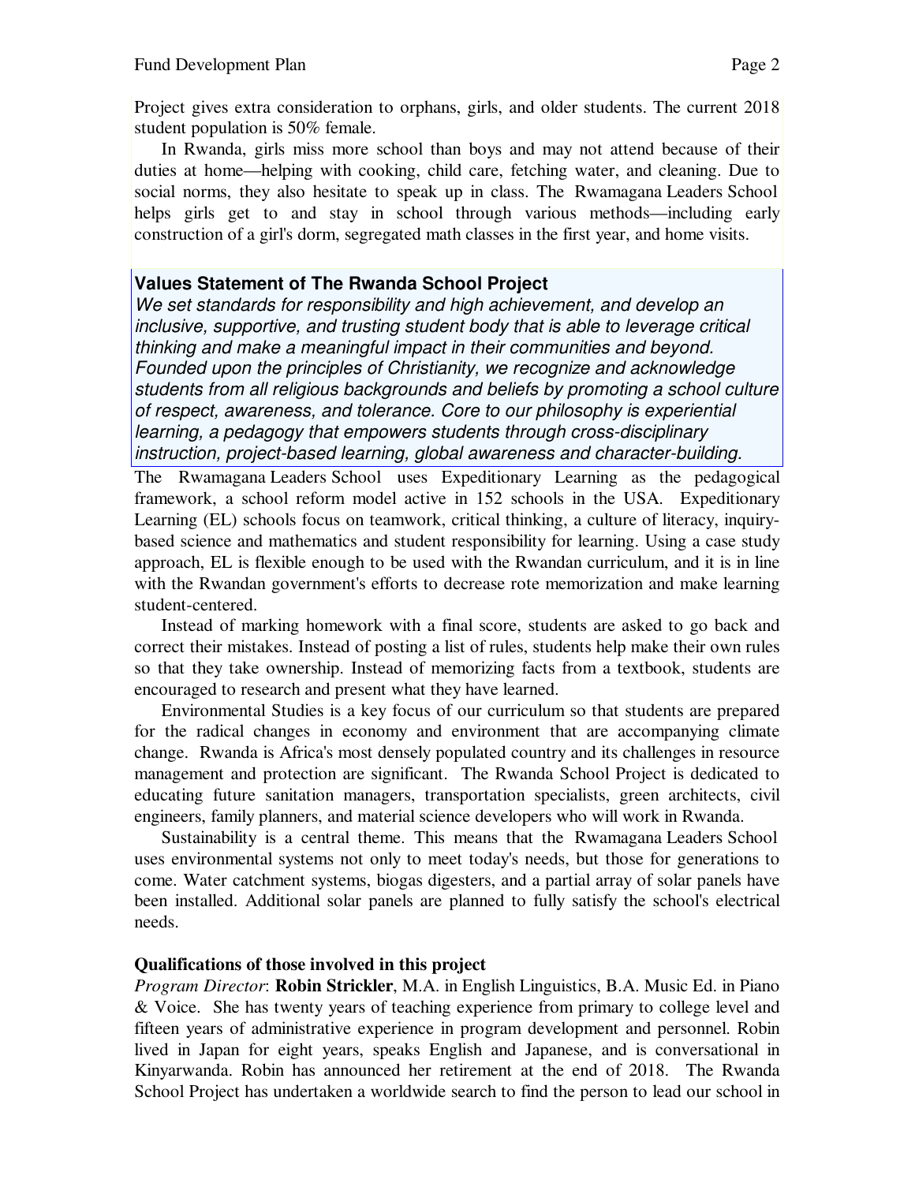Project gives extra consideration to orphans, girls, and older students. The current 2018 student population is 50% female.

In Rwanda, girls miss more school than boys and may not attend because of their duties at home—helping with cooking, child care, fetching water, and cleaning. Due to social norms, they also hesitate to speak up in class. The Rwamagana Leaders School helps girls get to and stay in school through various methods—including early construction of a girl's dorm, segregated math classes in the first year, and home visits.

**Values Statement of The Rwanda School Project**

*We set standards for responsibility and high achievement, and develop an inclusive, supportive, and trusting student body that is able to leverage critical thinking and make a meaningful impact in their communities and beyond. Founded upon the principles of Christianity, we recognize and acknowledge students from all religious backgrounds and beliefs by promoting a school culture of respect, awareness, and tolerance. Core to our philosophy is experiential learning, a pedagogy that empowers students through cross-disciplinary instruction, project-based learning, global awareness and character-building.*

The Rwamagana Leaders School uses Expeditionary Learning as the pedagogical framework, a school reform model active in 152 schools in the USA. Expeditionary Learning (EL) schools focus on teamwork, critical thinking, a culture of literacy, inquiry-based science and mathematics and student responsibility for learning. Using a case study approach, EL is flexible enough to be used with the Rwandan curriculum, and it is in line with the Rwandan government's efforts to decrease rote memorization and make learning student-centered.

Instead of marking homework with a final score, students are asked to go back and correct their mistakes. Instead of posting a list of rules, students help make their own rules so that they take ownership. Instead of memorizing facts from a textbook, students are encouraged to research and present what they have learned.

Environmental Studies is a key focus of our curriculum so that students are prepared for the radical changes in economy and environment that are accompanying climate change. Rwanda is Africa's most densely populated country and its challenges in resource management and protection are significant. The Rwanda School Project is dedicated to educating future sanitation managers, transportation specialists, green architects, civil engineers, family planners, and material science developers who will work in Rwanda.

Sustainability is a central theme. This means that the Rwamagana Leaders School uses environmental systems not only to meet today's needs, but those for generations to come. Water catchment systems, biogas digesters, and a partial array of solar panels have been installed. Additional solar panels are planned to fully satisfy the school's electrical needs.

**Qualifications of those involved in this project**

*Program Director*: **Robin Strickler**, M.A. in English Linguistics, B.A. Music Ed. in Piano & Voice. She has twenty years of teaching experience from primary to college level and fifteen years of administrative experience in program development and personnel. Robin lived in Japan for eight years, speaks English and Japanese, and is conversational in Kinyarwanda. Robin has announced her retirement at the end of 2018. The Rwanda School Project has undertaken a worldwide search to find the person to lead our school in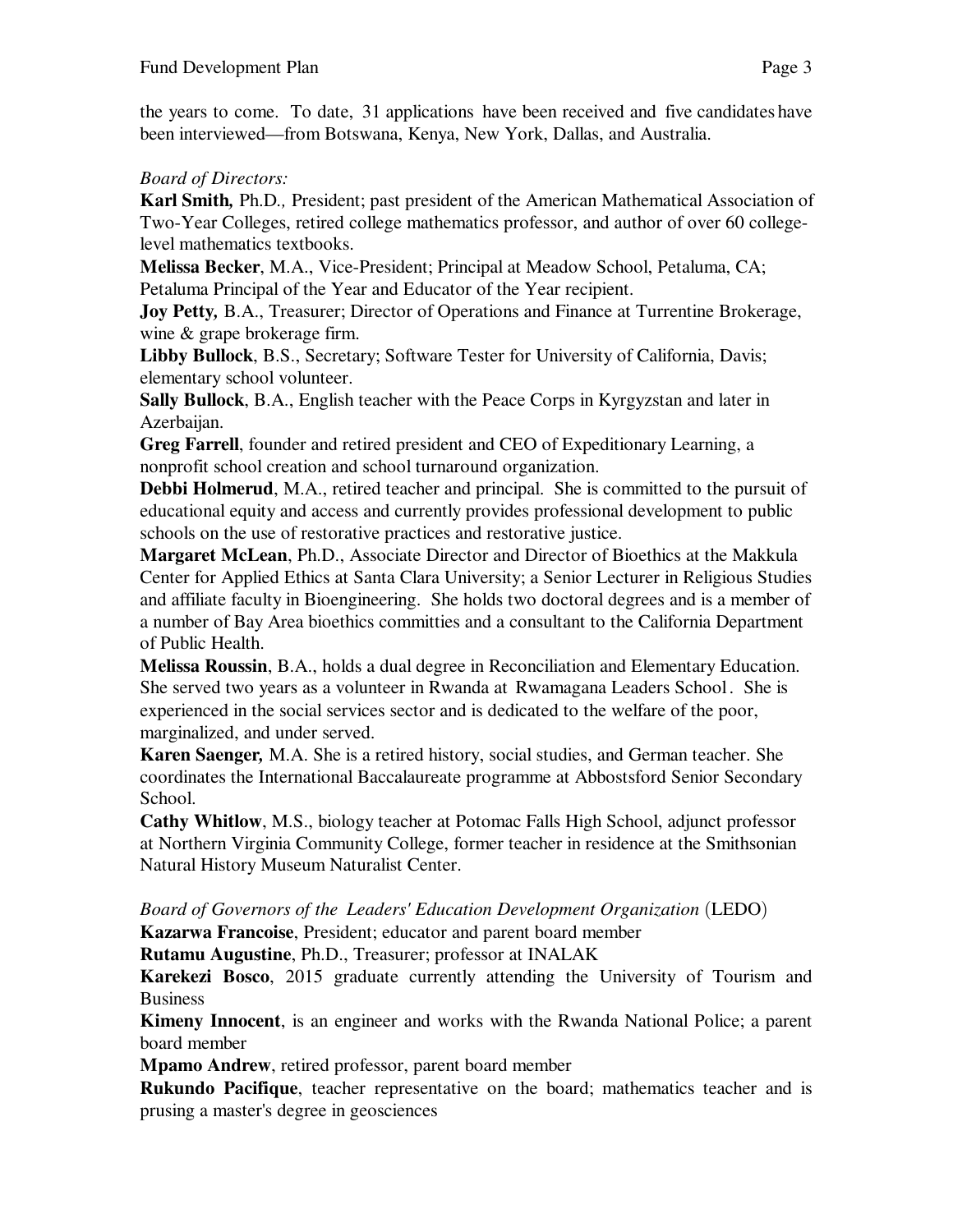the years to come. To date, 31 applications have been received and five candidates have been interviewed—from Botswana, Kenya, New York, Dallas, and Australia.

*Board of Directors:*

**Karl Smith***,* Ph.D*.,* President; past president of the American Mathematical Association of Two-Year Colleges, retired college mathematics professor, and author of over 60 college-level mathematics textbooks.

**Melissa Becker**, M.A., Vice-President; Principal at Meadow School, Petaluma, CA; Petaluma Principal of the Year and Educator of the Year recipient.

**Joy Petty***,* B.A., Treasurer; Director of Operations and Finance at Turrentine Brokerage, wine & grape brokerage firm.

**Libby Bullock**, B.S., Secretary; Software Tester for University of California, Davis; elementary school volunteer.

**Sally Bullock**, B.A., English teacher with the Peace Corps in Kyrgyzstan and later in Azerbaijan.

**Greg Farrell**, founder and retired president and CEO of Expeditionary Learning, a nonprofit school creation and school turnaround organization.

**Debbi Holmerud**, M.A., retired teacher and principal. She is committed to the pursuit of educational equity and access and currently provides professional development to public schools on the use of restorative practices and restorative justice.

**Margaret McLean**, Ph.D., Associate Director and Director of Bioethics at the Makkula Center for Applied Ethics at Santa Clara University; a Senior Lecturer in Religious Studies and affiliate faculty in Bioengineering. She holds two doctoral degrees and is a member of a number of Bay Area bioethics committies and a consultant to the California Department of Public Health.

**Melissa Roussin**, B.A., holds a dual degree in Reconciliation and Elementary Education. She served two years as a volunteer in Rwanda at Rwamagana Leaders School. She is experienced in the social services sector and is dedicated to the welfare of the poor, marginalized, and under served.

**Karen Saenger***,* M.A. She is a retired history, social studies, and German teacher. She coordinates the International Baccalaureate programme at Abbostsford Senior Secondary School.

**Cathy Whitlow**, M.S., biology teacher at Potomac Falls High School, adjunct professor at Northern Virginia Community College, former teacher in residence at the Smithsonian Natural History Museum Naturalist Center.

*Board of Governors of the Leaders' Education Development Organization* (LEDO)

**Kazarwa Francoise**, President; educator and parent board member

**Rutamu Augustine**, Ph.D., Treasurer; professor at INALAK

**Karekezi Bosco**, 2015 graduate currently attending the University of Tourism and Business

**Kimeny Innocent**, is an engineer and works with the Rwanda National Police; a parent board member

**Mpamo Andrew**, retired professor, parent board member

**Rukundo Pacifique**, teacher representative on the board; mathematics teacher and is prusing a master's degree in geosciences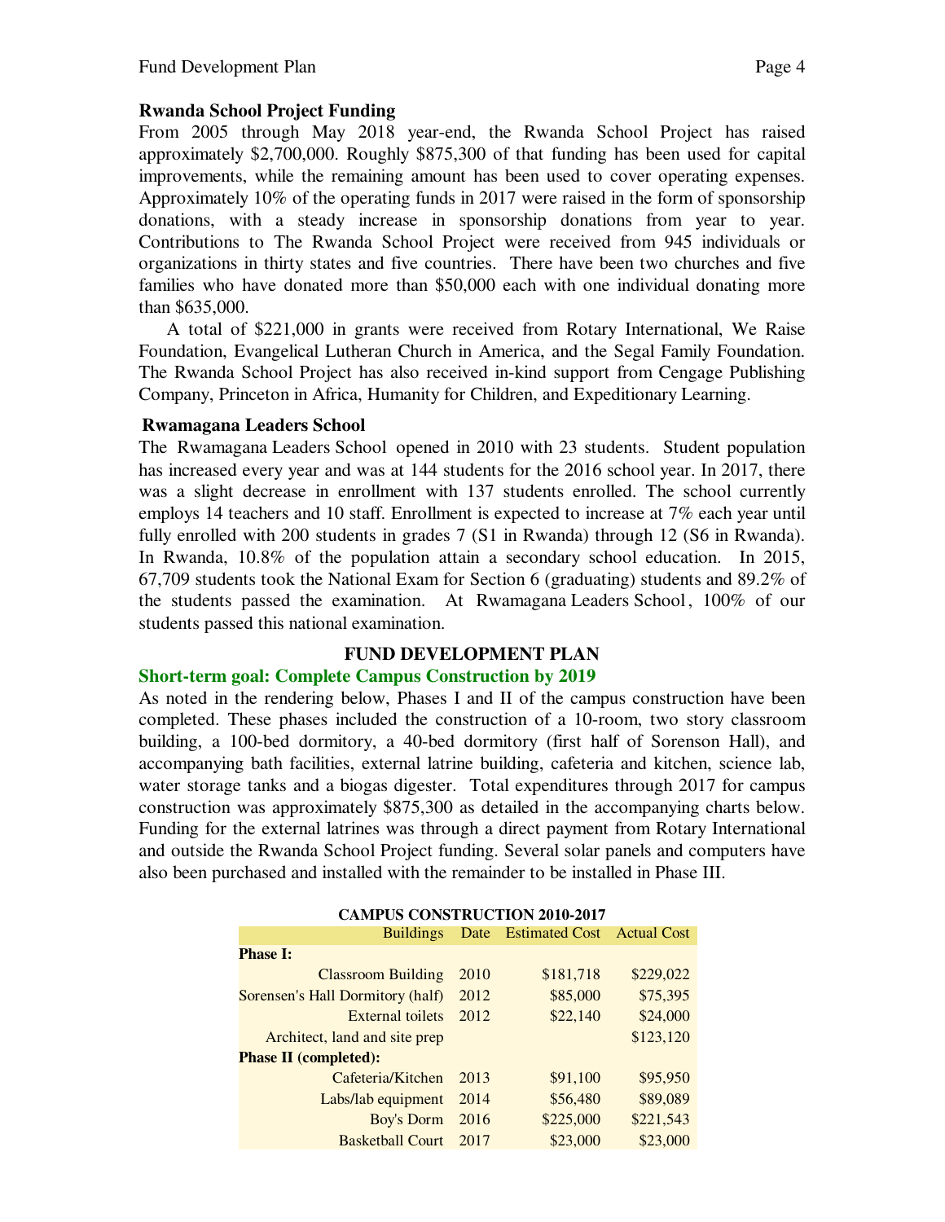**Rwanda School Project Funding**

From 2005 through May 2018 year-end, the Rwanda School Project has raised approximately $2,700,000. Roughly $875,300 of that funding has been used for capital improvements, while the remaining amount has been used to cover operating expenses. Approximately 10% of the operating funds in 2017 were raised in the form of sponsorship donations, with a steady increase in sponsorship donations from year to year. Contributions to The Rwanda School Project were received from 945 individuals or organizations in thirty states and five countries. There have been two churches and five families who have donated more than $50,000 each with one individual donating more than $635,000.

A total of $221,000 in grants were received from Rotary International, We Raise Foundation, Evangelical Lutheran Church in America, and the Segal Family Foundation. The Rwanda School Project has also received in-kind support from Cengage Publishing Company, Princeton in Africa, Humanity for Children, and Expeditionary Learning.

**Rwamagana Leaders School**

The Rwamagana Leaders School opened in 2010 with 23 students. Student population has increased every year and was at 144 students for the 2016 school year. In 2017, there was a slight decrease in enrollment with 137 students enrolled. The school currently employs 14 teachers and 10 staff. Enrollment is expected to increase at 7% each year until fully enrolled with 200 students in grades 7 (S1 in Rwanda) through 12 (S6 in Rwanda). In Rwanda, 10.8% of the population attain a secondary school education. In 2015, 67,709 students took the National Exam for Section 6 (graduating) students and 89.2% of the students passed the examination. At Rwamagana Leaders School, 100% of our students passed this national examination.

## FUND DEVELOPMENT PLAN

### Short-term goal: Complete Campus Construction by 2019

As noted in the rendering below, Phases I and II of the campus construction have been completed. These phases included the construction of a 10-room, two story classroom building, a 100-bed dormitory, a 40-bed dormitory (first half of Sorenson Hall), and accompanying bath facilities, external latrine building, cafeteria and kitchen, science lab, water storage tanks and a biogas digester. Total expenditures through 2017 for campus construction was approximately $875,300 as detailed in the accompanying charts below. Funding for the external latrines was through a direct payment from Rotary International and outside the Rwanda School Project funding. Several solar panels and computers have also been purchased and installed with the remainder to be installed in Phase III.

**CAMPUS CONSTRUCTION 2010-2017**

| Buildings | Date | Estimated Cost | Actual Cost |
|---|---|---|---|
| **Phase I:** | | | |
| Classroom Building | 2010 | $181,718 | $229,022 |
| Sorensen's Hall Dormitory (half) | 2012 | $85,000 | $75,395 |
| External toilets | 2012 | $22,140 | $24,000 |
| Architect, land and site prep | | | $123,120 |
| **Phase II (completed):** | | | |
| Cafeteria/Kitchen | 2013 | $91,100 | $95,950 |
| Labs/lab equipment | 2014 | $56,480 | $89,089 |
| Boy's Dorm | 2016 | $225,000 | $221,543 |
| Basketball Court | 2017 | $23,000 | $23,000 |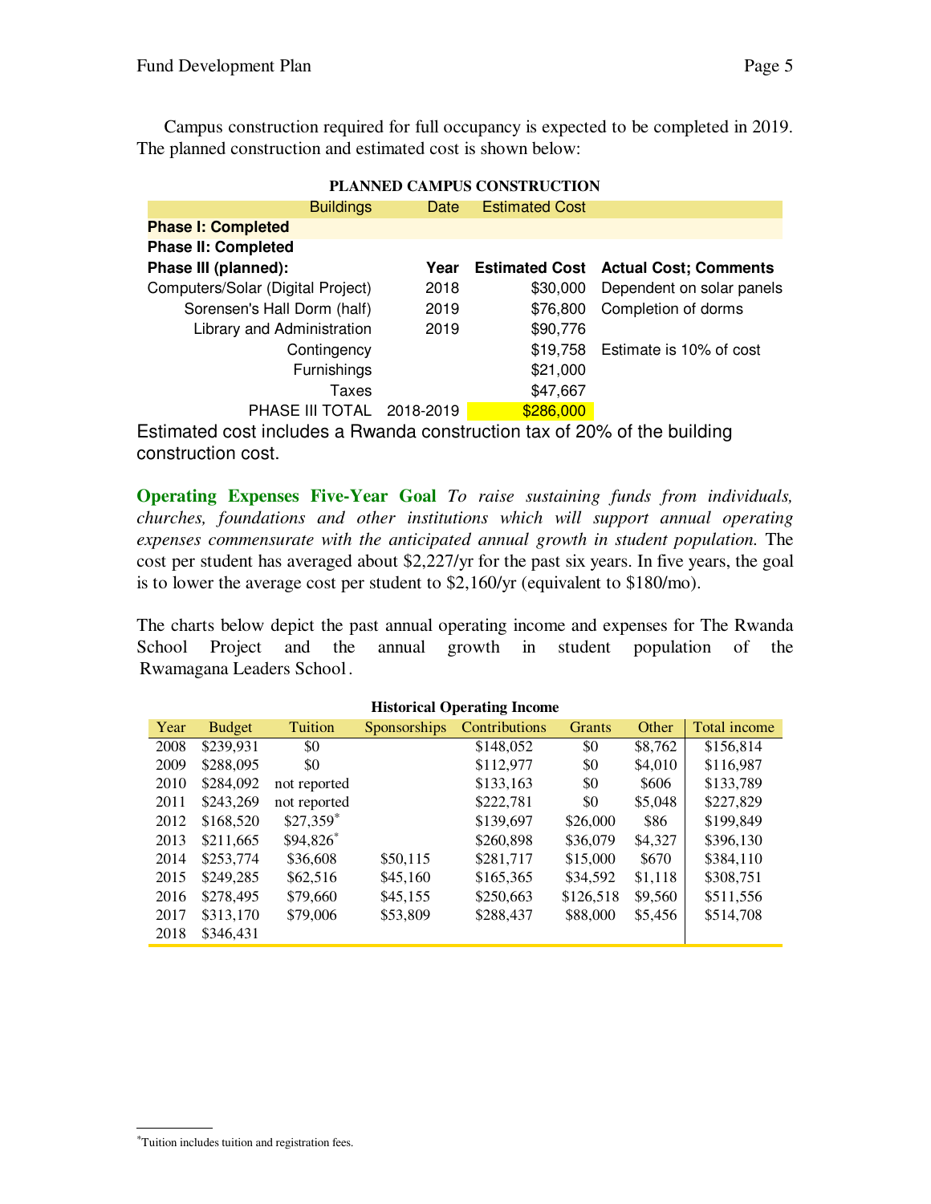Campus construction required for full occupancy is expected to be completed in 2019. The planned construction and estimated cost is shown below:

**PLANNED CAMPUS CONSTRUCTION**

| Buildings | Date | Estimated Cost | |
|---|---|---|---|
| **Phase I: Completed** | | | |
| **Phase II: Completed** | | | |
| **Phase III (planned):** | **Year** | **Estimated Cost** | **Actual Cost; Comments** |
| Computers/Solar (Digital Project) | 2018 | $30,000 | Dependent on solar panels |
| Sorensen's Hall Dorm (half) | 2019 | $76,800 | Completion of dorms |
| Library and Administration | 2019 | $90,776 | |
| Contingency | | $19,758 | Estimate is 10% of cost |
| Furnishings | | $21,000 | |
| Taxes | | $47,667 | |
| PHASE III TOTAL | 2018-2019 | $286,000 | |

Estimated cost includes a Rwanda construction tax of 20% of the building construction cost.

**Operating Expenses Five-Year Goal** *To raise sustaining funds from individuals, churches, foundations and other institutions which will support annual operating expenses commensurate with the anticipated annual growth in student population.* The cost per student has averaged about $2,227/yr for the past six years. In five years, the goal is to lower the average cost per student to $2,160/yr (equivalent to $180/mo).

The charts below depict the past annual operating income and expenses for The Rwanda School Project and the annual growth in student population of the Rwamagana Leaders School.

**Historical Operating Income**

| Year | Budget | Tuition | Sponsorships | Contributions | Grants | Other | Total income |
|---|---|---|---|---|---|---|---|
| 2008 | $239,931 | $0 | | $148,052 | $0 | $8,762 | $156,814 |
| 2009 | $288,095 | $0 | | $112,977 | $0 | $4,010 | $116,987 |
| 2010 | $284,092 | not reported | | $133,163 | $0 | $606 | $133,789 |
| 2011 | $243,269 | not reported | | $222,781 | $0 | $5,048 | $227,829 |
| 2012 | $168,520 | $27,359* | | $139,697 | $26,000 | $86 | $199,849 |
| 2013 | $211,665 | $94,826* | | $260,898 | $36,079 | $4,327 | $396,130 |
| 2014 | $253,774 | $36,608 | $50,115 | $281,717 | $15,000 | $670 | $384,110 |
| 2015 | $249,285 | $62,516 | $45,160 | $165,365 | $34,592 | $1,118 | $308,751 |
| 2016 | $278,495 | $79,660 | $45,155 | $250,663 | $126,518 | $9,560 | $511,556 |
| 2017 | $313,170 | $79,006 | $53,809 | $288,437 | $88,000 | $5,456 | $514,708 |
| 2018 | $346,431 | | | | | | |

*Tuition includes tuition and registration fees.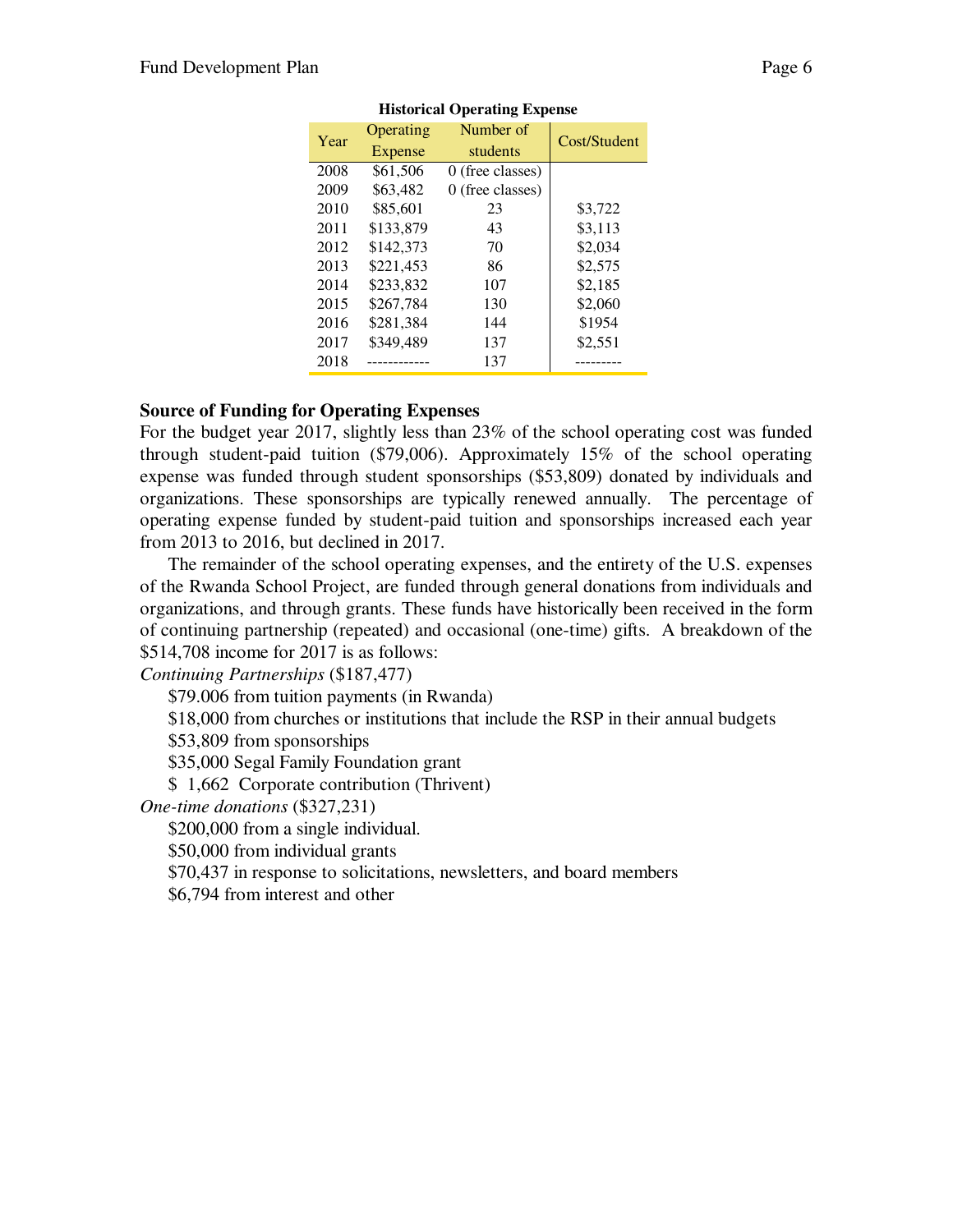**Historical Operating Expense**

| Year | Operating Expense | Number of students | Cost/Student |
|---|---|---|---|
| 2008 | $61,506 | 0 (free classes) | |
| 2009 | $63,482 | 0 (free classes) | |
| 2010 | $85,601 | 23 | $3,722 |
| 2011 | $133,879 | 43 | $3,113 |
| 2012 | $142,373 | 70 | $2,034 |
| 2013 | $221,453 | 86 | $2,575 |
| 2014 | $233,832 | 107 | $2,185 |
| 2015 | $267,784 | 130 | $2,060 |
| 2016 | $281,384 | 144 | $1954 |
| 2017 | $349,489 | 137 | $2,551 |
| 2018 | ------------ | 137 | --------- |

### Source of Funding for Operating Expenses

For the budget year 2017, slightly less than 23% of the school operating cost was funded through student-paid tuition ($79,006). Approximately 15% of the school operating expense was funded through student sponsorships ($53,809) donated by individuals and organizations. These sponsorships are typically renewed annually. The percentage of operating expense funded by student-paid tuition and sponsorships increased each year from 2013 to 2016, but declined in 2017.

The remainder of the school operating expenses, and the entirety of the U.S. expenses of the Rwanda School Project, are funded through general donations from individuals and organizations, and through grants. These funds have historically been received in the form of continuing partnership (repeated) and occasional (one-time) gifts. A breakdown of the $514,708 income for 2017 is as follows:

*Continuing Partnerships* ($187,477)

- $79.006 from tuition payments (in Rwanda)
- $18,000 from churches or institutions that include the RSP in their annual budgets
- $53,809 from sponsorships
- $35,000 Segal Family Foundation grant
- $ 1,662 Corporate contribution (Thrivent)

*One-time donations* ($327,231)

- $200,000 from a single individual.
- $50,000 from individual grants
- $70,437 in response to solicitations, newsletters, and board members
- $6,794 from interest and other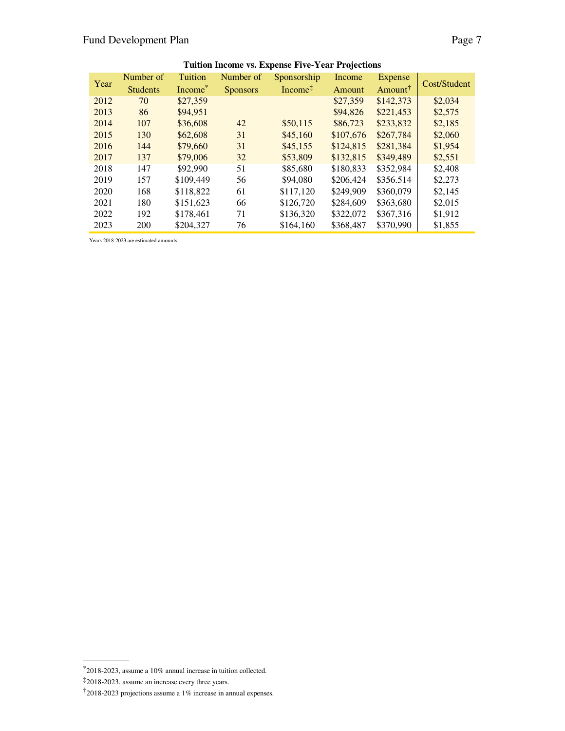**Tuition Income vs. Expense Five-Year Projections**

| Year | Number of Students | Tuition Income* | Number of Sponsors | Sponsorship Income‡ | Income Amount | Expense Amount† | Cost/Student |
|---|---|---|---|---|---|---|---|
| 2012 | 70 | $27,359 | | | $27,359 | $142,373 | $2,034 |
| 2013 | 86 | $94,951 | | | $94,826 | $221,453 | $2,575 |
| 2014 | 107 | $36,608 | 42 | $50,115 | $86,723 | $233,832 | $2,185 |
| 2015 | 130 | $62,608 | 31 | $45,160 | $107,676 | $267,784 | $2,060 |
| 2016 | 144 | $79,660 | 31 | $45,155 | $124,815 | $281,384 | $1,954 |
| 2017 | 137 | $79,006 | 32 | $53,809 | $132,815 | $349,489 | $2,551 |
| 2018 | 147 | $92,990 | 51 | $85,680 | $180,833 | $352,984 | $2,408 |
| 2019 | 157 | $109,449 | 56 | $94,080 | $206,424 | $356.514 | $2,273 |
| 2020 | 168 | $118,822 | 61 | $117,120 | $249,909 | $360,079 | $2,145 |
| 2021 | 180 | $151,623 | 66 | $126,720 | $284,609 | $363,680 | $2,015 |
| 2022 | 192 | $178,461 | 71 | $136,320 | $322,072 | $367,316 | $1,912 |
| 2023 | 200 | $204,327 | 76 | $164,160 | $368,487 | $370,990 | $1,855 |

Years 2018-2023 are estimated amounts.

---

*2018-2023, assume a 10% annual increase in tuition collected.

‡2018-2023, assume an increase every three years.

†2018-2023 projections assume a 1% increase in annual expenses.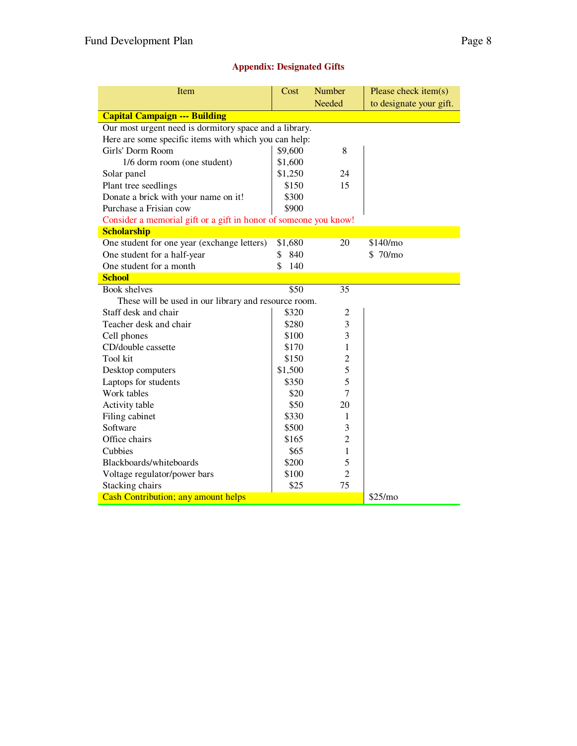## Appendix: Designated Gifts

| Item | Cost | Number Needed | Please check item(s) to designate your gift. |
|---|---|---|---|
| **Capital Campaign --- Building** | | | |
| Our most urgent need is dormitory space and a library. | | | |
| Here are some specific items with which you can help: | | | |
| Girls' Dorm Room | $9,600 | 8 | |
| 1/6 dorm room (one student) | $1,600 | | |
| Solar panel | $1,250 | 24 | |
| Plant tree seedlings | $150 | 15 | |
| Donate a brick with your name on it! | $300 | | |
| Purchase a Frisian cow | $900 | | |
| Consider a memorial gift or a gift in honor of someone you know! | | | |
| **Scholarship** | | | |
| One student for one year (exchange letters) | $1,680 | 20 | $140/mo |
| One student for a half-year | $ 840 | | $ 70/mo |
| One student for a month | $ 140 | | |
| **School** | | | |
| Book shelves | $50 | 35 | |
| These will be used in our library and resource room. | | | |
| Staff desk and chair | $320 | 2 | |
| Teacher desk and chair | $280 | 3 | |
| Cell phones | $100 | 3 | |
| CD/double cassette | $170 | 1 | |
| Tool kit | $150 | 2 | |
| Desktop computers | $1,500 | 5 | |
| Laptops for students | $350 | 5 | |
| Work tables | $20 | 7 | |
| Activity table | $50 | 20 | |
| Filing cabinet | $330 | 1 | |
| Software | $500 | 3 | |
| Office chairs | $165 | 2 | |
| Cubbies | $65 | 1 | |
| Blackboards/whiteboards | $200 | 5 | |
| Voltage regulator/power bars | $100 | 2 | |
| Stacking chairs | $25 | 75 | |
| Cash Contribution; any amount helps | | | $25/mo |